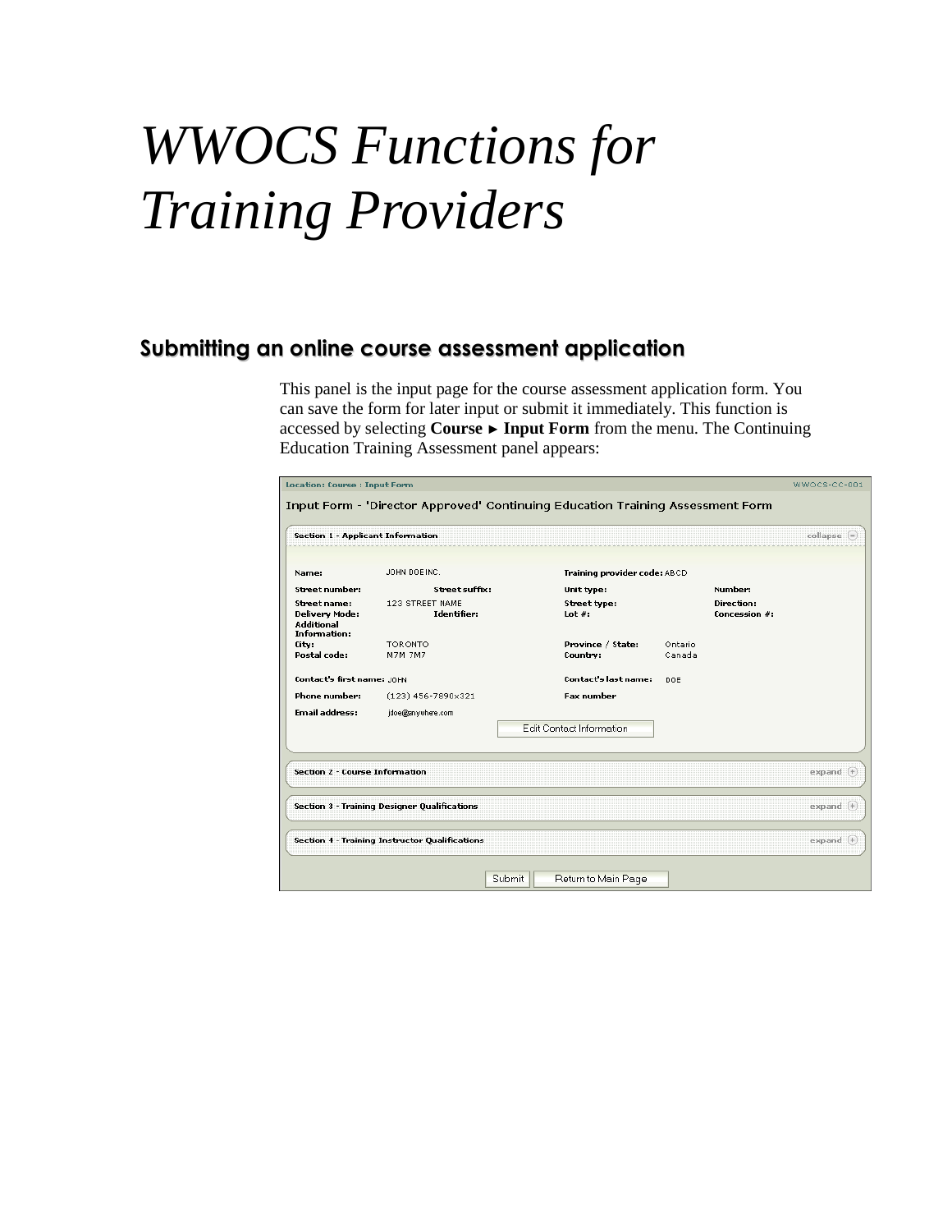# *WWOCS Functions for Training Providers*

## Submitting an online course assessment application

This panel is the input page for the course assessment application form. You can save the form for later input or submit it immediately. This function is accessed by selecting **Course ► Input Form** from the menu. The Continuing Education Training Assessment panel appears:

Location: Course : Input Form

WWOCS-CC-001

Input Form - 'Director Approved' Continuing Education Training Assessment Form

Section 1 - Applicant Information

collapse

Name: JOHN DOE INC.

Training provider code: ABCD

Street number:

Street suffix:

Unit type:

Number:

Street name: 123 STREET NAME

Street type:

Direction:

Delivery Mode:

Identifier:

Lot #:

Concession #:

Additional Information:

City: TORONTO

Province / State: Ontario

Postal code: M7M 7M7

Country: Canada

Contact's first name: JOHN

Contact's last name: DOE

Phone number: (123) 456-7890x321

Fax number

Email address: jdoe@anywhere.com

Edit Contact Information

Section 2 - Course Information

expand

Section 3 - Training Designer Qualifications

expand

Section 4 - Training Instructor Qualifications

expand

Submit

Return to Main Page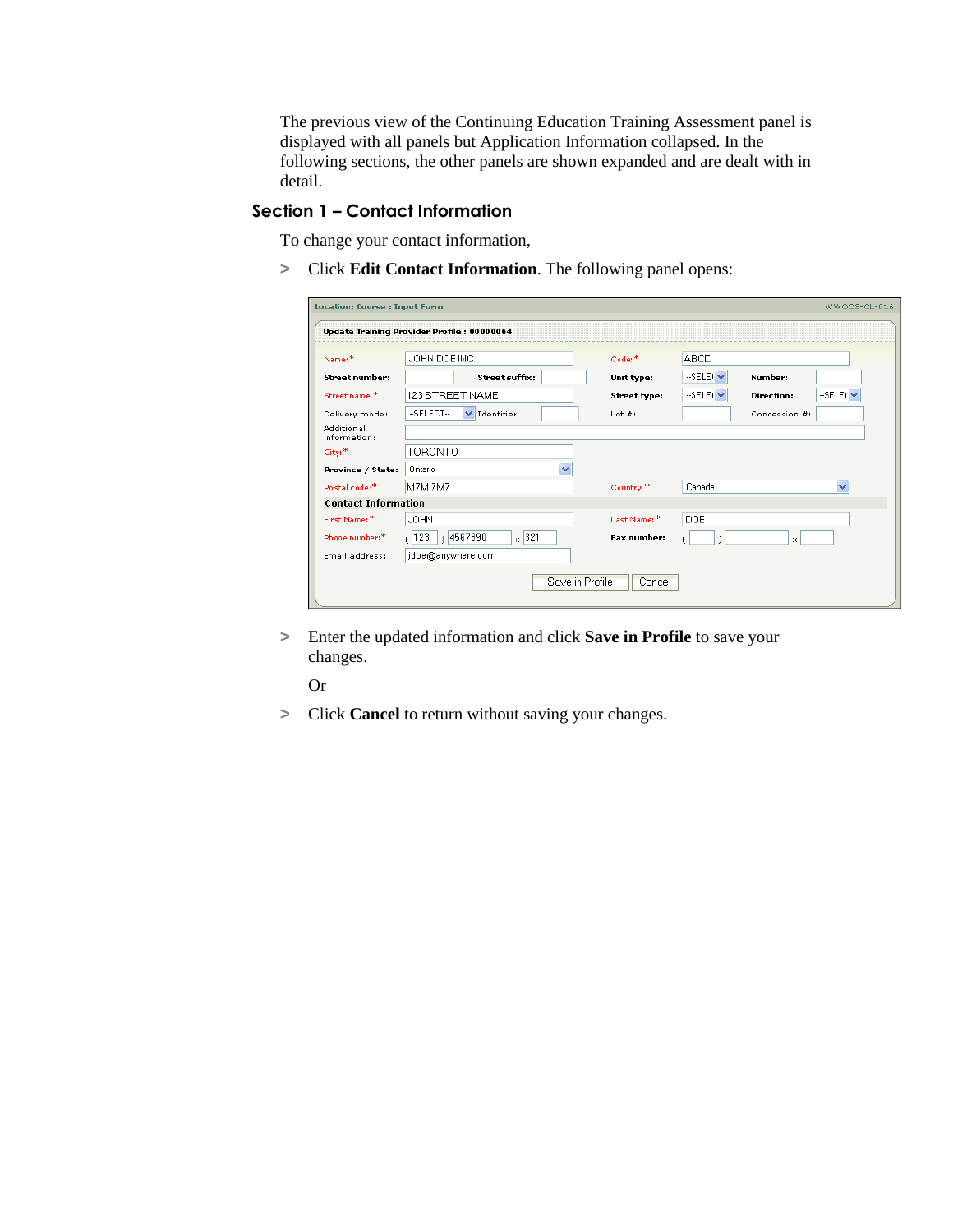The previous view of the Continuing Education Training Assessment panel is displayed with all panels but Application Information collapsed. In the following sections, the other panels are shown expanded and are dealt with in detail.

## Section 1 – Contact Information

To change your contact information,

> Click **Edit Contact Information**. The following panel opens:

Location: Course : Input Form WWOCS-CL-016

Update Training Provider Profile : 00000004

| | | | |
|---|---|---|---|
| Name:* | JOHN DOE INC | Code:* | ABCD |
| Street number: | Street suffix: | Unit type: --SELECT | Number: |
| Street name:* | 123 STREET NAME | Street type: --SELECT | Direction: --SELECT |
| Delivery mode: --SELECT-- | Identifier: | Lot #: | Concession #: |
| Additional information: | | | |
| City:* | TORONTO | | |
| Province / State: | Ontario | | |
| Postal code:* | M7M 7M7 | Country:* | Canada |

Contact Information

| | | | |
|---|---|---|---|
| First Name:* | JOHN | Last Name:* | DOE |
| Phone number:* | (123) 4567890 x 321 | Fax number: | ( ) x |
| Email address: | jdoe@anywhere.com | | |

Save in Profile | Cancel

> Enter the updated information and click **Save in Profile** to save your changes.

Or

> Click **Cancel** to return without saving your changes.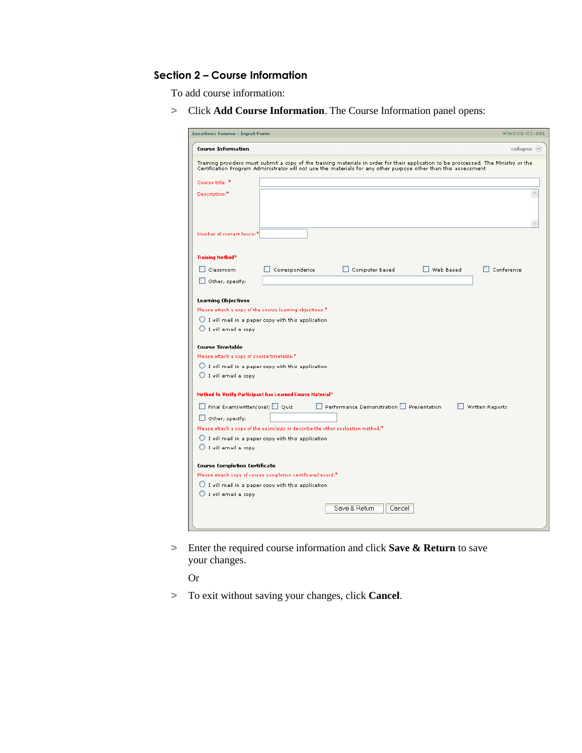## Section 2 – Course Information

To add course information:

> Click **Add Course Information**. The Course Information panel opens:

Location: Course : Input Form WWOCS-CC-001

Course Information collapse

Training providers must submit a copy of the training materials in order for their application to be processed. The Ministry or the Certification Program Administrator will not use the materials for any other purpose other than this assessment

Course title: *

Description:*

Number of contact hours:*

Training Method*

- Classroom
- Correspondence
- Computer Based
- Web Based
- Conference
- Other, specify:

Learning Objectives

Please attach a copy of the course learning objectives.*

- I will mail in a paper copy with this application
- I will email a copy

Course Timetable

Please attach a copy of course timetable.*

- I will mail in a paper copy with this application
- I will email a copy

Method to Verify Participant has Learned Course Material*

- Final Exam(written/oral)
- Quiz
- Performance Demonstration
- Presentation
- Written Reports
- Other, specify:

Please attach a copy of the exam/quiz or describe the other evaluation method.*

- I will mail in a paper copy with this application
- I will email a copy

Course Completion Certificate

Please attach copy of course completion certificate/record.*

- I will mail in a paper copy with this application
- I will email a copy

Save & Return | Cancel

> Enter the required course information and click **Save & Return** to save your changes.

Or

> To exit without saving your changes, click **Cancel**.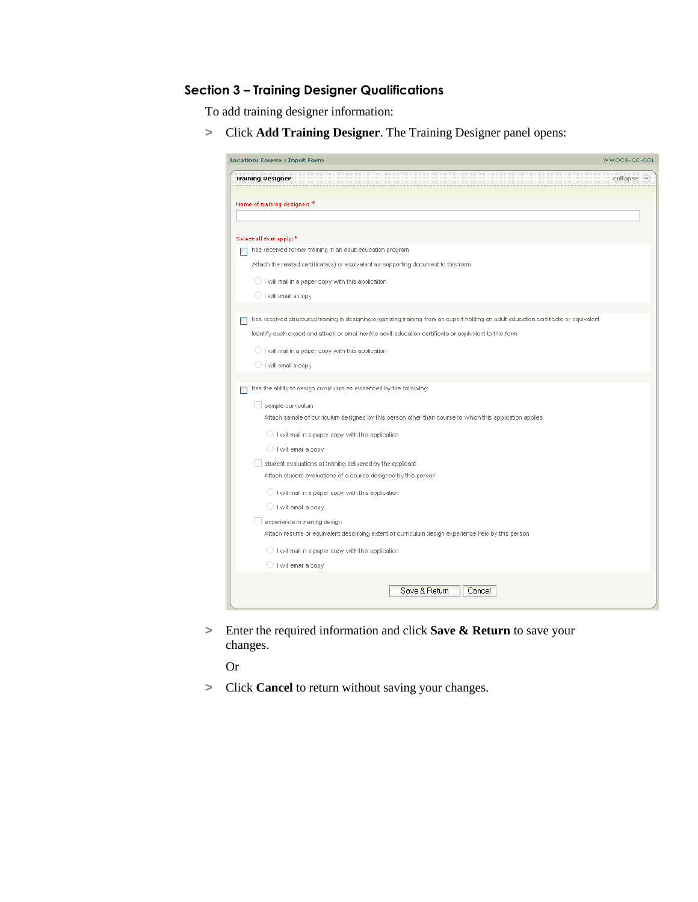### Section 3 – Training Designer Qualifications

To add training designer information:

> Click **Add Training Designer**. The Training Designer panel opens:

Location: Course : Input Form WWOCS-CC-001

Training Designer collapse

Name of training designer: *

Select all that apply: *

- has received former training in an adult education program

  Attach the related certificate(s) or equivalent as supporting document to this form

  - I will mail in a paper copy with this application
  - I will email a copy

- has received structured training in designing/organizing training from an expert holding an adult education certificate or equivalent

  Identify such expert and attach or email her/his adult education certificate or equivalent to this form

  - I will mail in a paper copy with this application
  - I will email a copy

- has the ability to design curriculum as evidenced by the following

  - sample curriculum

    Attach sample of curriculum designed by this person other than course to which this application aplies

    - I will mail in a paper copy with this application
    - I will email a copy

  - student evaluations of training delivered by the applicant

    Attach student evaluations of a course designed by this person

    - I will mail in a paper copy with this application
    - I will email a copy

  - experience in training design

    Attach resume or equivalent describing extent of curriculum design experience held by this person

    - I will mail in a paper copy with this application
    - I will email a copy

Save & Return | Cancel

> Enter the required information and click **Save & Return** to save your changes.

Or

> Click **Cancel** to return without saving your changes.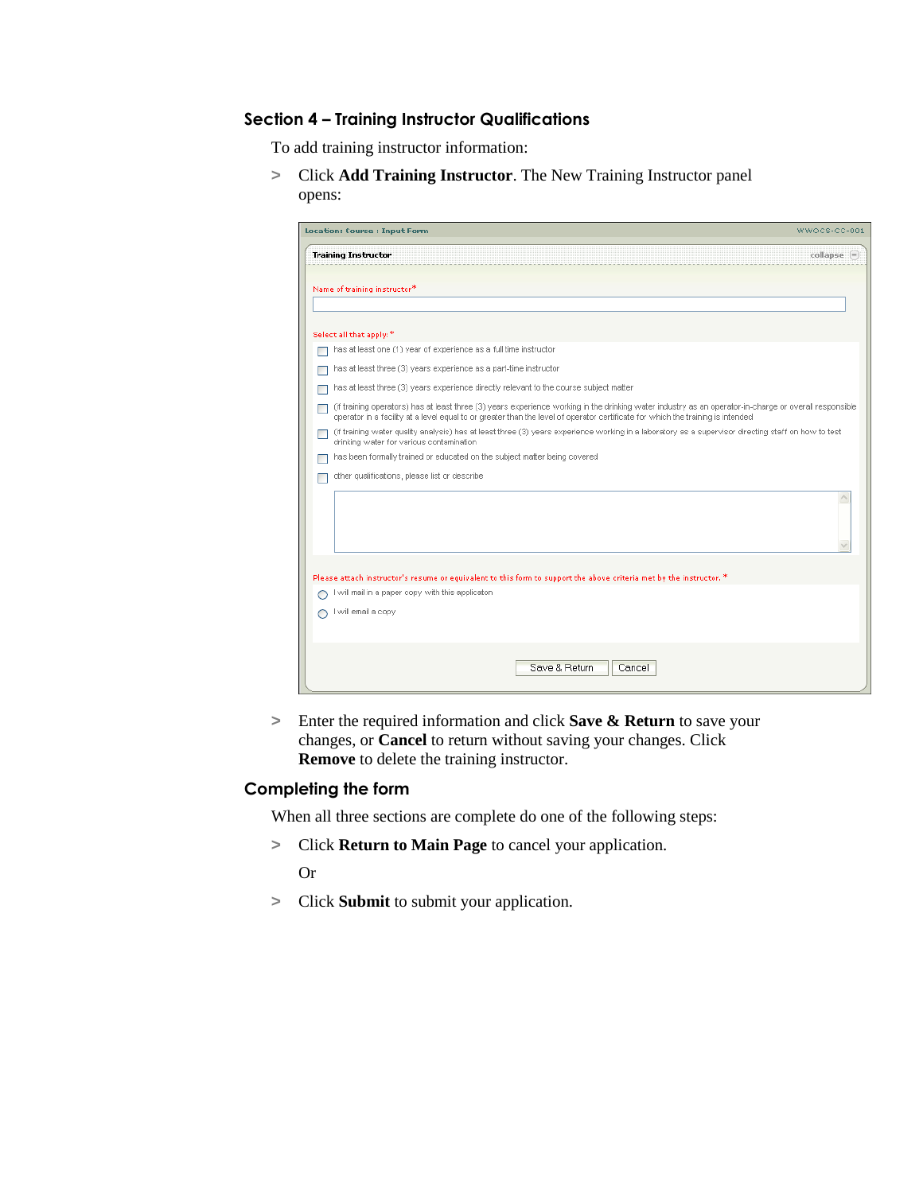## Section 4 – Training Instructor Qualifications

To add training instructor information:

> Click **Add Training Instructor**. The New Training Instructor panel opens:

Location: Course : Input Form WWOCS-CC-001

Training Instructor collapse

Name of training instructor*

Select all that apply: *

- has at least one (1) year of experience as a full time instructor
- has at least three (3) years experience as a part-time instructor
- has at least three (3) years experience directly relevant to the course subject matter
- (if training operators) has at least three (3) years experience working in the drinking water industry as an operator-in-charge or overall responsible operator in a facility at a level equal to or greater than the level of operator certificate for which the training is intended
- (if training water quality analysis) has at least three (3) years experience working in a laboratory as a supervisor directing staff on how to test drinking water for various contamination
- has been formally trained or educated on the subject matter being covered
- other qualifications, please list or describe

Please attach instructor's resume or equivalent to this form to support the above criteria met by the instructor. *

- I will mail in a paper copy with this application
- I will email a copy

Save & Return Cancel

> Enter the required information and click **Save & Return** to save your changes, or **Cancel** to return without saving your changes. Click **Remove** to delete the training instructor.

## Completing the form

When all three sections are complete do one of the following steps:

> Click **Return to Main Page** to cancel your application.

Or

> Click **Submit** to submit your application.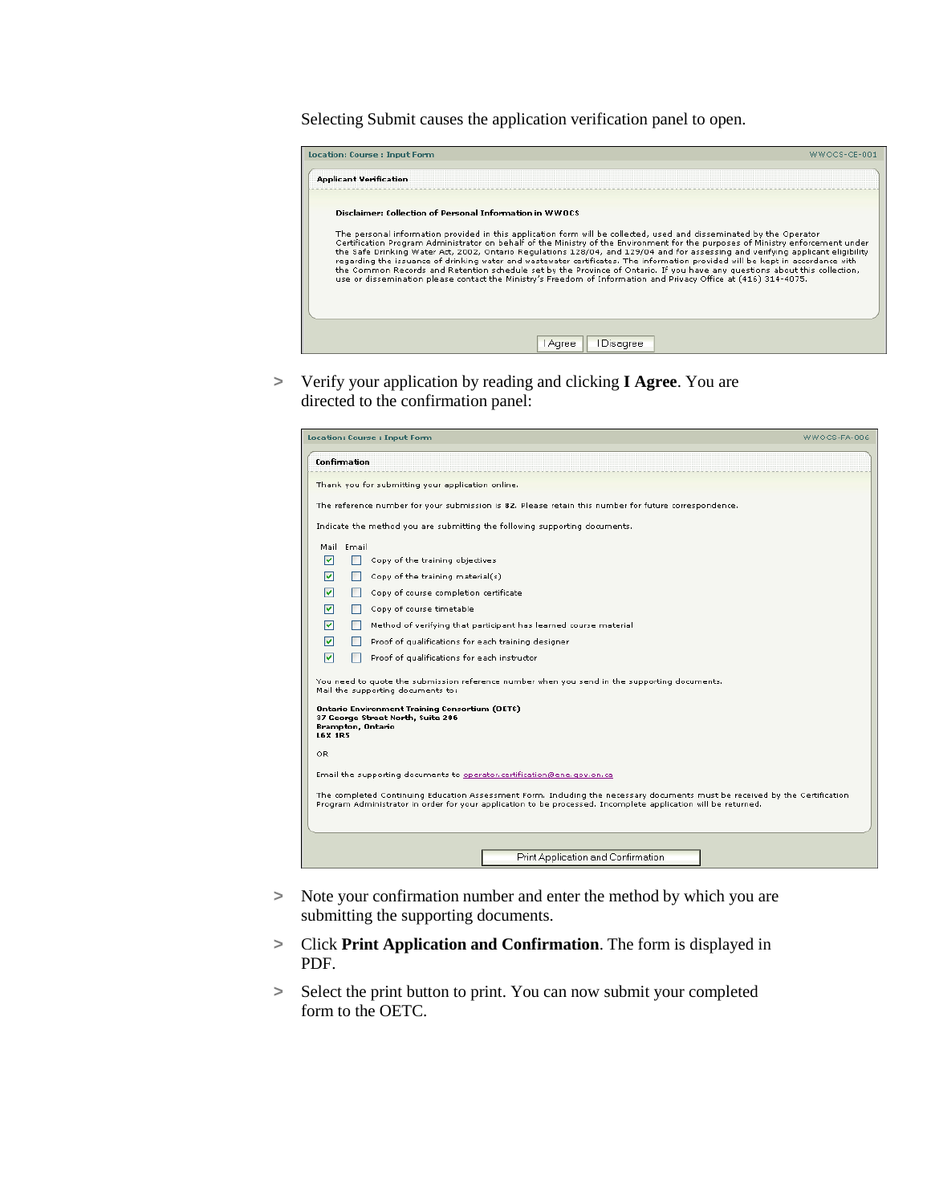Selecting Submit causes the application verification panel to open.

Location: Course : Input Form WWOCS-CE-001

Applicant Verification

Disclaimer: Collection of Personal Information in WWOCS

The personal information provided in this application form will be collected, used and disseminated by the Operator Certification Program Administrator on behalf of the Ministry of the Environment for the purposes of Ministry enforcement under the Safe Drinking Water Act, 2002, Ontario Regulations 128/04, and 129/04 and for assessing and verifying applicant eligibility regarding the issuance of drinking water and wastewater certificates. The information provided will be kept in accordance with the Common Records and Retention schedule set by the Province of Ontario. If you have any questions about this collection, use or dissemination please contact the Ministry's Freedom of Information and Privacy Office at (416) 314-4075.

I Agree | I Disagree

> Verify your application by reading and clicking **I Agree**. You are directed to the confirmation panel:

Location: Course : Input Form WWOCS-FA-006

Confirmation

Thank you for submitting your application online.

The reference number for your submission is 82. Please retain this number for future correspondence.

Indicate the method you are submitting the following supporting documents.

| Mail | Email | |
|---|---|---|
| ☑ | ☐ | Copy of the training objectives |
| ☑ | ☐ | Copy of the training material(s) |
| ☑ | ☐ | Copy of course completion certificate |
| ☑ | ☐ | Copy of course timetable |
| ☑ | ☐ | Method of verifying that participant has learned course material |
| ☑ | ☐ | Proof of qualifications for each training designer |
| ☑ | ☐ | Proof of qualifications for each instructor |

You need to quote the submission reference number when you send in the supporting documents.
Mail the supporting documents to:

**Ontario Environment Training Consortium (OETC)**
**37 George Street North, Suite 206**
**Brampton, Ontario**
**L6X 1R5**

OR

Email the supporting documents to operator.certification@ene.gov.on.ca

The completed Continuing Education Assessment Form, including the necessary documents must be received by the Certification Program Administrator in order for your application to be processed. Incomplete application will be returned.

Print Application and Confirmation

> Note your confirmation number and enter the method by which you are submitting the supporting documents.

> Click **Print Application and Confirmation**. The form is displayed in PDF.

> Select the print button to print. You can now submit your completed form to the OETC.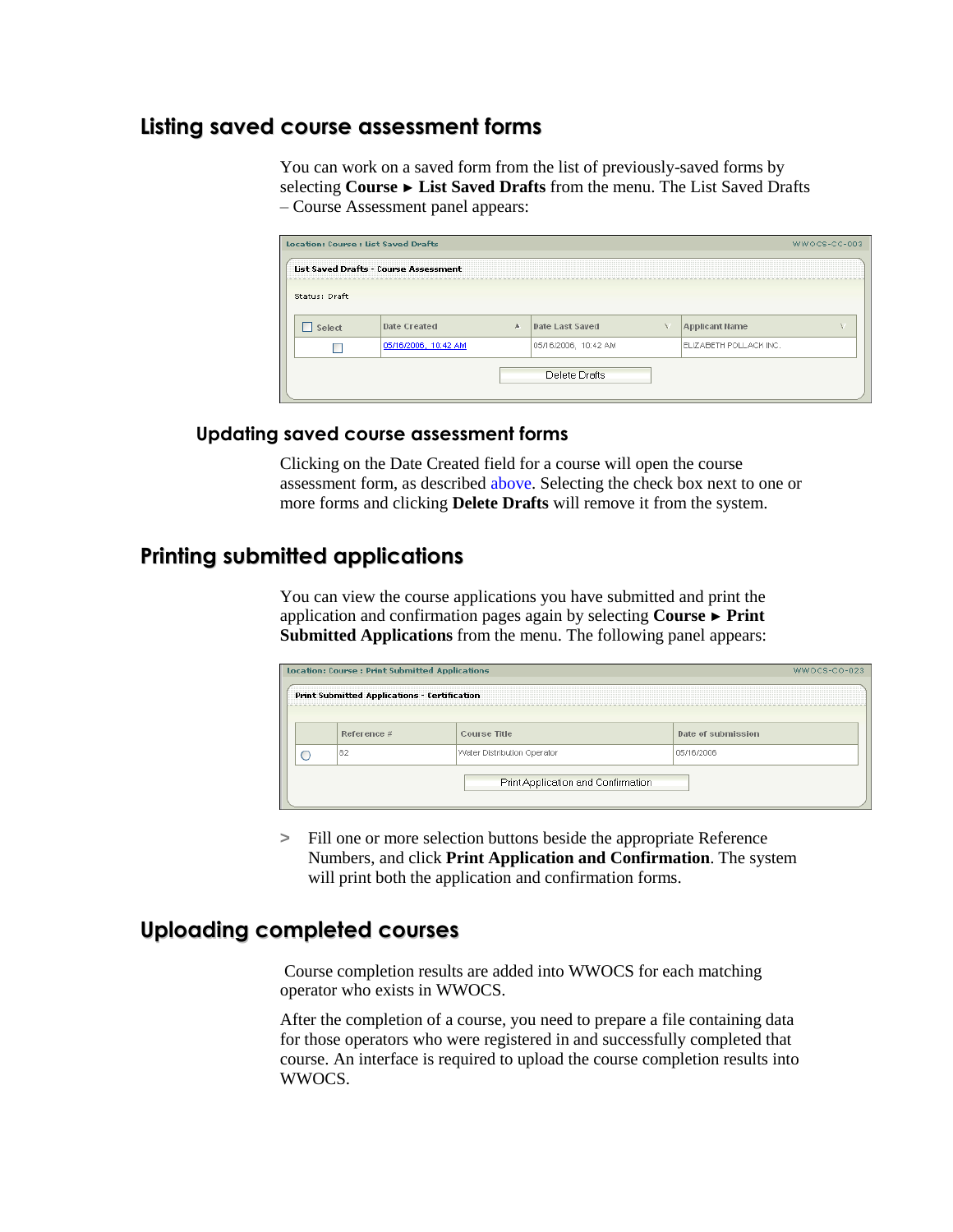## Listing saved course assessment forms

You can work on a saved form from the list of previously-saved forms by selecting **Course ► List Saved Drafts** from the menu. The List Saved Drafts – Course Assessment panel appears:

Location: Course : List Saved Drafts WWOCS-CC-003

List Saved Drafts - Course Assessment

Status: Draft

| Select | Date Created | Date Last Saved | Applicant Name |
|---|---|---|---|
| ☐ | 05/16/2006, 10:42 AM | 05/16/2006, 10:42 AM | ELIZABETH POLLACK INC. |

Delete Drafts

### Updating saved course assessment forms

Clicking on the Date Created field for a course will open the course assessment form, as described above. Selecting the check box next to one or more forms and clicking **Delete Drafts** will remove it from the system.

## Printing submitted applications

You can view the course applications you have submitted and print the application and confirmation pages again by selecting **Course ► Print Submitted Applications** from the menu. The following panel appears:

Location: Course : Print Submitted Applications WWOCS-CO-023

Print Submitted Applications - Certification

| | Reference # | Course Title | Date of submission |
|---|---|---|---|
| ○ | 82 | Water Distribution Operator | 05/16/2006 |

Print Application and Confirmation

> Fill one or more selection buttons beside the appropriate Reference Numbers, and click **Print Application and Confirmation**. The system will print both the application and confirmation forms.

## Uploading completed courses

Course completion results are added into WWOCS for each matching operator who exists in WWOCS.

After the completion of a course, you need to prepare a file containing data for those operators who were registered in and successfully completed that course. An interface is required to upload the course completion results into WWOCS.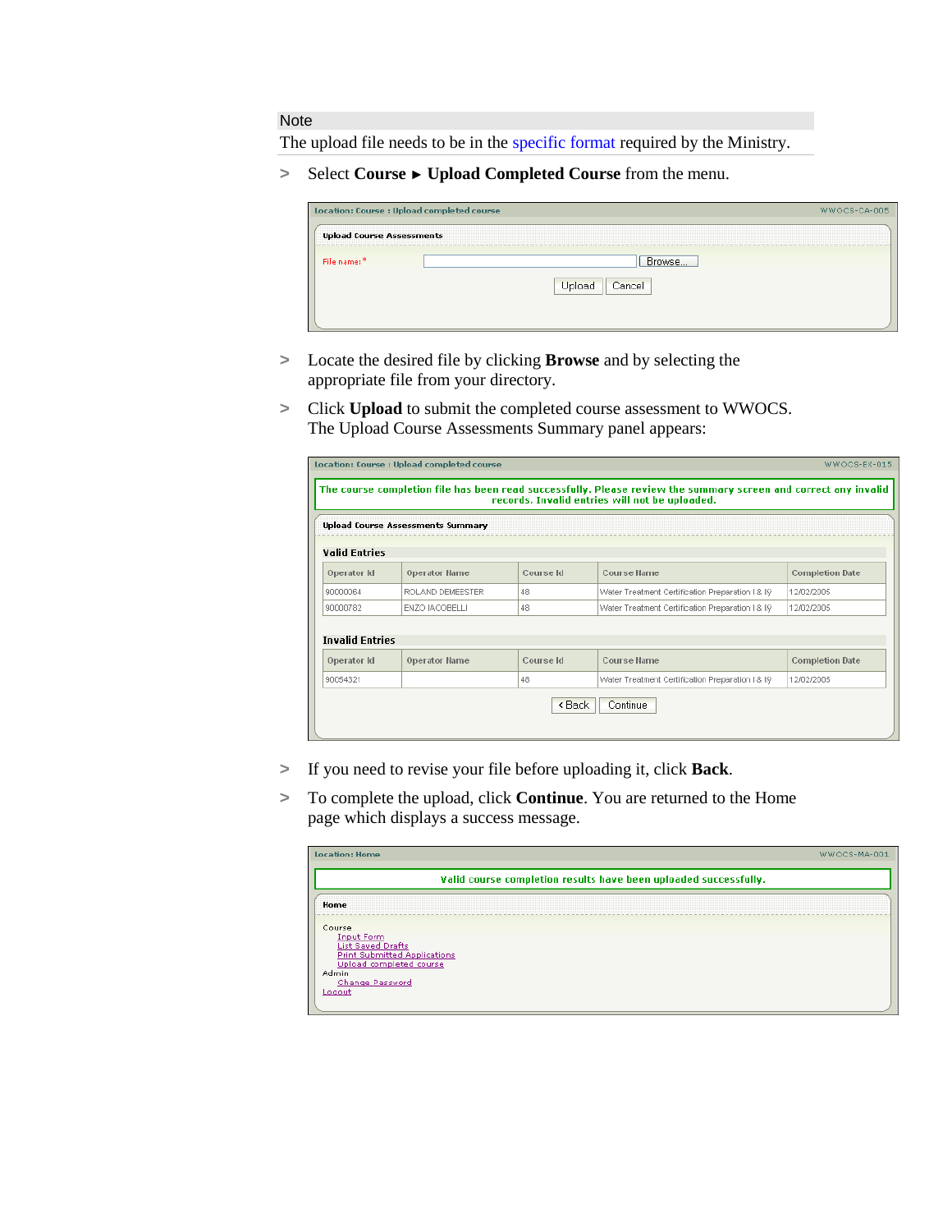Note

The upload file needs to be in the specific format required by the Ministry.

> Select **Course ► Upload Completed Course** from the menu.

Location: Course : Upload completed course — WWOCS-CA-005

Upload Course Assessments

File name:* [ ] Browse...

Upload Cancel

> Locate the desired file by clicking **Browse** and by selecting the appropriate file from your directory.

> Click **Upload** to submit the completed course assessment to WWOCS. The Upload Course Assessments Summary panel appears:

Location: Course : Upload completed course — WWOCS-EX-015

The course completion file has been read successfully. Please review the summary screen and correct any invalid records. Invalid entries will not be uploaded.

Upload Course Assessments Summary

Valid Entries

| Operator Id | Operator Name | Course Id | Course Name | Completion Date |
|---|---|---|---|---|
| 90000064 | ROLAND DEMEESTER | 48 | Water Treatment Certification Preparation I & II | 12/02/2005 |
| 90000782 | ENZO IACOBELLI | 48 | Water Treatment Certification Preparation I & II | 12/02/2005 |

Invalid Entries

| Operator Id | Operator Name | Course Id | Course Name | Completion Date |
|---|---|---|---|---|
| 90054321 | | 48 | Water Treatment Certification Preparation I & II | 12/02/2005 |

<Back Continue

> If you need to revise your file before uploading it, click **Back**.

> To complete the upload, click **Continue**. You are returned to the Home page which displays a success message.

Location: Home — WWOCS-MA-001

Valid course completion results have been uploaded successfully.

Home

Course
- Input Form
- List Saved Drafts
- Print Submitted Applications
- Upload completed course

Admin
- Change Password

Logout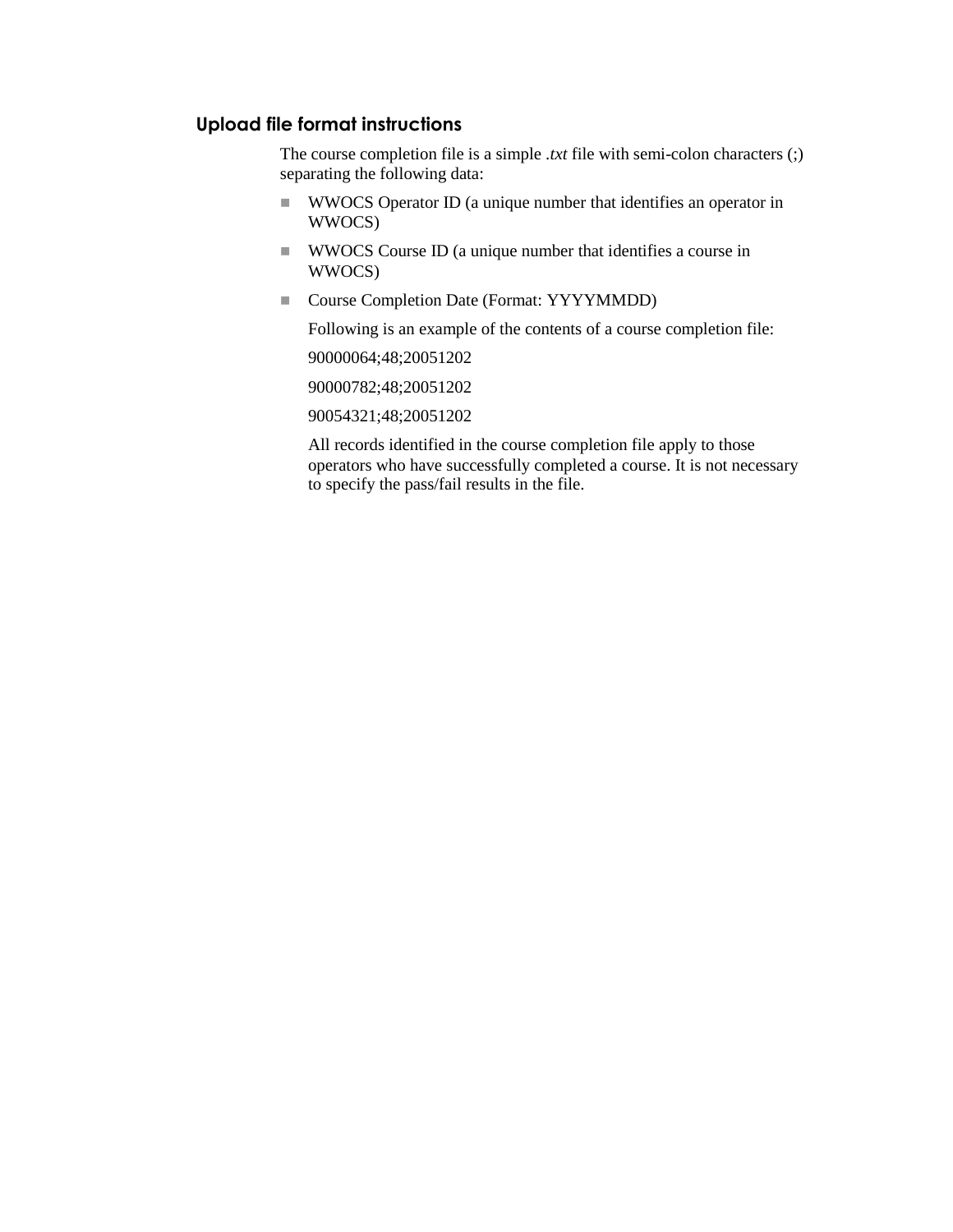## Upload file format instructions

The course completion file is a simple *.txt* file with semi-colon characters (;) separating the following data:

- WWOCS Operator ID (a unique number that identifies an operator in WWOCS)
- WWOCS Course ID (a unique number that identifies a course in WWOCS)
- Course Completion Date (Format: YYYYMMDD)

  Following is an example of the contents of a course completion file:

  90000064;48;20051202

  90000782;48;20051202

  90054321;48;20051202

  All records identified in the course completion file apply to those operators who have successfully completed a course. It is not necessary to specify the pass/fail results in the file.